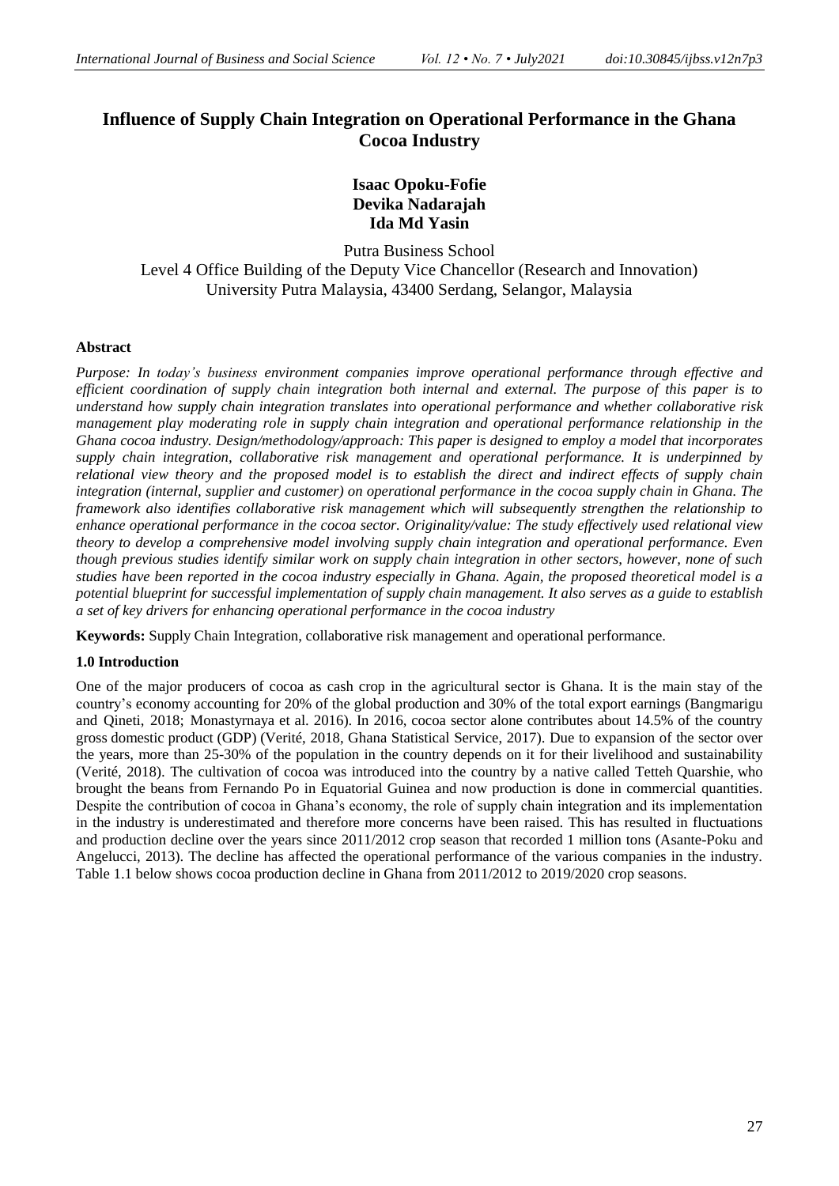# Influence of Supply Chain Integration on Operational Performance in the Ghana Cocoa Industry

**Isaac Opoku-Fofie**
**Devika Nadarajah**
**Ida Md Yasin**

Putra Business School
Level 4 Office Building of the Deputy Vice Chancellor (Research and Innovation)
University Putra Malaysia, 43400 Serdang, Selangor, Malaysia

## Abstract

*Purpose: In today's business environment companies improve operational performance through effective and efficient coordination of supply chain integration both internal and external. The purpose of this paper is to understand how supply chain integration translates into operational performance and whether collaborative risk management play moderating role in supply chain integration and operational performance relationship in the Ghana cocoa industry. Design/methodology/approach: This paper is designed to employ a model that incorporates supply chain integration, collaborative risk management and operational performance. It is underpinned by relational view theory and the proposed model is to establish the direct and indirect effects of supply chain integration (internal, supplier and customer) on operational performance in the cocoa supply chain in Ghana. The framework also identifies collaborative risk management which will subsequently strengthen the relationship to enhance operational performance in the cocoa sector. Originality/value: The study effectively used relational view theory to develop a comprehensive model involving supply chain integration and operational performance. Even though previous studies identify similar work on supply chain integration in other sectors, however, none of such studies have been reported in the cocoa industry especially in Ghana. Again, the proposed theoretical model is a potential blueprint for successful implementation of supply chain management. It also serves as a guide to establish a set of key drivers for enhancing operational performance in the cocoa industry*

**Keywords:** Supply Chain Integration, collaborative risk management and operational performance.

## 1.0 Introduction

One of the major producers of cocoa as cash crop in the agricultural sector is Ghana. It is the main stay of the country's economy accounting for 20% of the global production and 30% of the total export earnings (Bangmarigu and Qineti, 2018; Monastyrnaya et al. 2016). In 2016, cocoa sector alone contributes about 14.5% of the country gross domestic product (GDP) (Verité, 2018, Ghana Statistical Service, 2017). Due to expansion of the sector over the years, more than 25-30% of the population in the country depends on it for their livelihood and sustainability (Verité, 2018). The cultivation of cocoa was introduced into the country by a native called Tetteh Quarshie, who brought the beans from Fernando Po in Equatorial Guinea and now production is done in commercial quantities. Despite the contribution of cocoa in Ghana's economy, the role of supply chain integration and its implementation in the industry is underestimated and therefore more concerns have been raised. This has resulted in fluctuations and production decline over the years since 2011/2012 crop season that recorded 1 million tons (Asante-Poku and Angelucci, 2013). The decline has affected the operational performance of the various companies in the industry. Table 1.1 below shows cocoa production decline in Ghana from 2011/2012 to 2019/2020 crop seasons.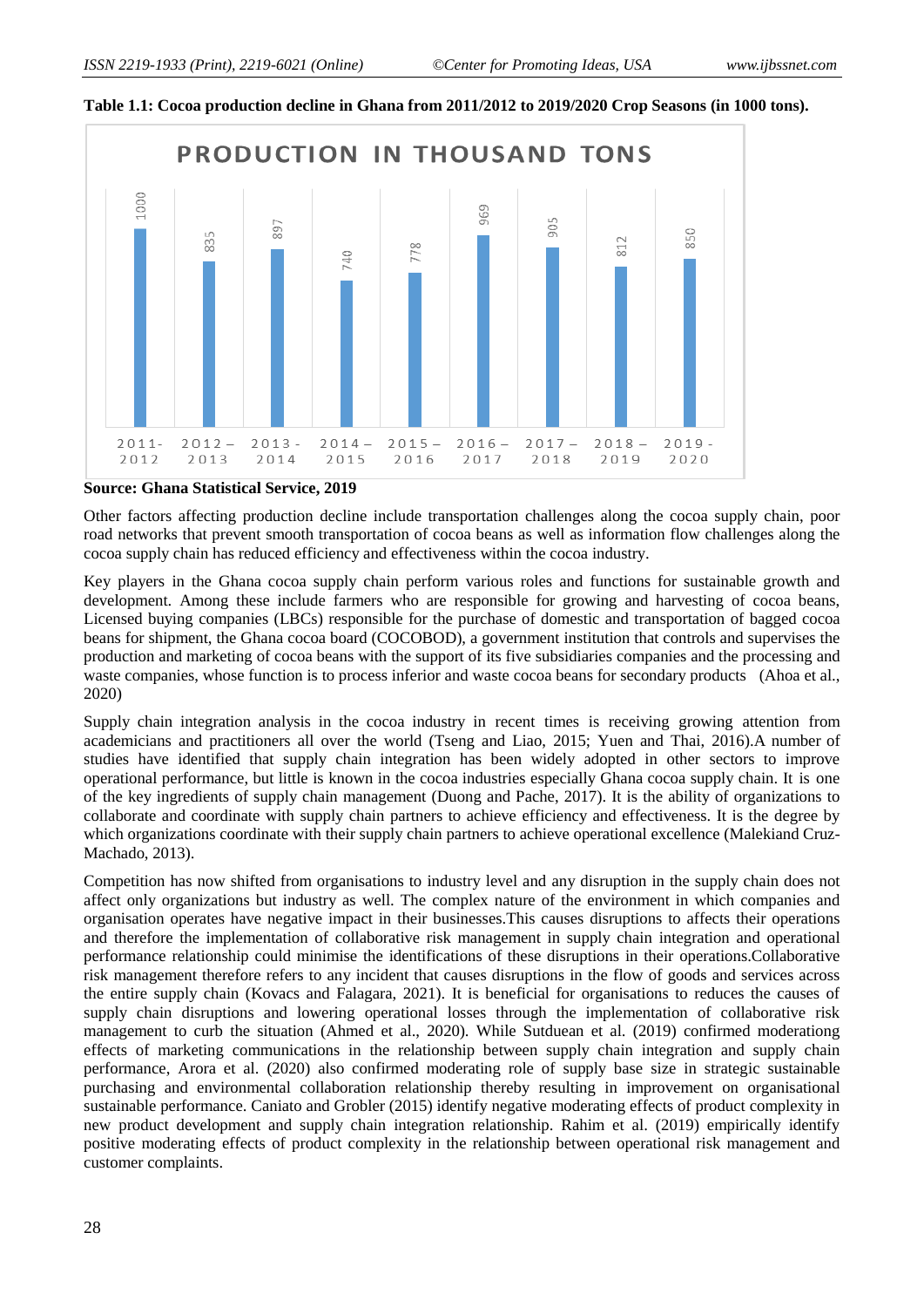**Table 1.1: Cocoa production decline in Ghana from 2011/2012 to 2019/2020 Crop Seasons (in 1000 tons).**

| Crop Season | Production in Thousand Tons |
|---|---|
| 2011-2012 | 1000 |
| 2012 – 2013 | 835 |
| 2013 - 2014 | 897 |
| 2014 – 2015 | 740 |
| 2015 – 2016 | 778 |
| 2016 – 2017 | 969 |
| 2017 – 2018 | 905 |
| 2018 – 2019 | 812 |
| 2019 - 2020 | 850 |

**Source: Ghana Statistical Service, 2019**

Other factors affecting production decline include transportation challenges along the cocoa supply chain, poor road networks that prevent smooth transportation of cocoa beans as well as information flow challenges along the cocoa supply chain has reduced efficiency and effectiveness within the cocoa industry.

Key players in the Ghana cocoa supply chain perform various roles and functions for sustainable growth and development. Among these include farmers who are responsible for growing and harvesting of cocoa beans, Licensed buying companies (LBCs) responsible for the purchase of domestic and transportation of bagged cocoa beans for shipment, the Ghana cocoa board (COCOBOD), a government institution that controls and supervises the production and marketing of cocoa beans with the support of its five subsidiaries companies and the processing and waste companies, whose function is to process inferior and waste cocoa beans for secondary products (Ahoa et al., 2020)

Supply chain integration analysis in the cocoa industry in recent times is receiving growing attention from academicians and practitioners all over the world (Tseng and Liao, 2015; Yuen and Thai, 2016).A number of studies have identified that supply chain integration has been widely adopted in other sectors to improve operational performance, but little is known in the cocoa industries especially Ghana cocoa supply chain. It is one of the key ingredients of supply chain management (Duong and Pache, 2017). It is the ability of organizations to collaborate and coordinate with supply chain partners to achieve efficiency and effectiveness. It is the degree by which organizations coordinate with their supply chain partners to achieve operational excellence (Malekiand Cruz-Machado, 2013).

Competition has now shifted from organisations to industry level and any disruption in the supply chain does not affect only organizations but industry as well. The complex nature of the environment in which companies and organisation operates have negative impact in their businesses.This causes disruptions to affects their operations and therefore the implementation of collaborative risk management in supply chain integration and operational performance relationship could minimise the identifications of these disruptions in their operations.Collaborative risk management therefore refers to any incident that causes disruptions in the flow of goods and services across the entire supply chain (Kovacs and Falagara, 2021). It is beneficial for organisations to reduces the causes of supply chain disruptions and lowering operational losses through the implementation of collaborative risk management to curb the situation (Ahmed et al., 2020). While Sutduean et al. (2019) confirmed moderationg effects of marketing communications in the relationship between supply chain integration and supply chain performance, Arora et al. (2020) also confirmed moderating role of supply base size in strategic sustainable purchasing and environmental collaboration relationship thereby resulting in improvement on organisational sustainable performance. Caniato and Grobler (2015) identify negative moderating effects of product complexity in new product development and supply chain integration relationship. Rahim et al. (2019) empirically identify positive moderating effects of product complexity in the relationship between operational risk management and customer complaints.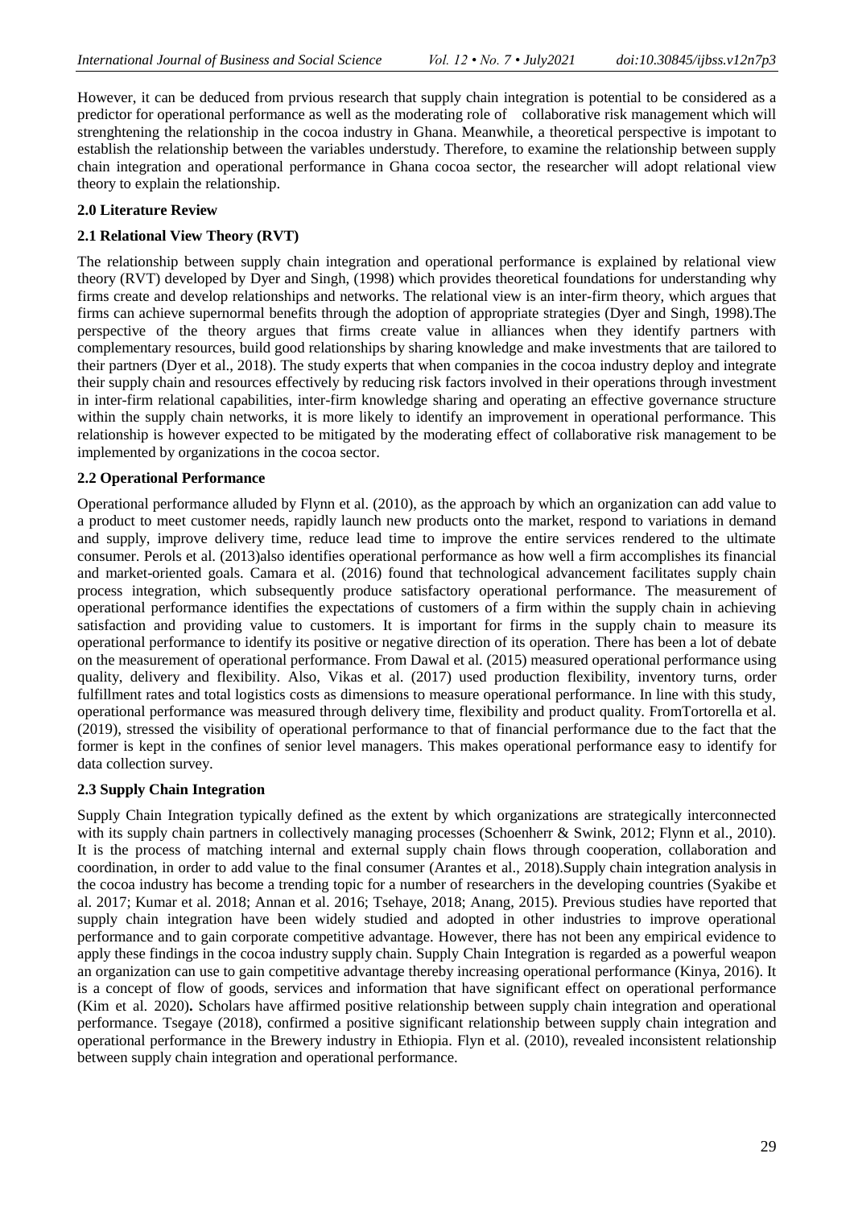However, it can be deduced from prvious research that supply chain integration is potential to be considered as a predictor for operational performance as well as the moderating role of collaborative risk management which will strenghtening the relationship in the cocoa industry in Ghana. Meanwhile, a theoretical perspective is impotant to establish the relationship between the variables understudy. Therefore, to examine the relationship between supply chain integration and operational performance in Ghana cocoa sector, the researcher will adopt relational view theory to explain the relationship.

## 2.0 Literature Review

### 2.1 Relational View Theory (RVT)

The relationship between supply chain integration and operational performance is explained by relational view theory (RVT) developed by Dyer and Singh, (1998) which provides theoretical foundations for understanding why firms create and develop relationships and networks. The relational view is an inter-firm theory, which argues that firms can achieve supernormal benefits through the adoption of appropriate strategies (Dyer and Singh, 1998).The perspective of the theory argues that firms create value in alliances when they identify partners with complementary resources, build good relationships by sharing knowledge and make investments that are tailored to their partners (Dyer et al., 2018). The study experts that when companies in the cocoa industry deploy and integrate their supply chain and resources effectively by reducing risk factors involved in their operations through investment in inter-firm relational capabilities, inter-firm knowledge sharing and operating an effective governance structure within the supply chain networks, it is more likely to identify an improvement in operational performance. This relationship is however expected to be mitigated by the moderating effect of collaborative risk management to be implemented by organizations in the cocoa sector.

### 2.2 Operational Performance

Operational performance alluded by Flynn et al. (2010), as the approach by which an organization can add value to a product to meet customer needs, rapidly launch new products onto the market, respond to variations in demand and supply, improve delivery time, reduce lead time to improve the entire services rendered to the ultimate consumer. Perols et al. (2013)also identifies operational performance as how well a firm accomplishes its financial and market-oriented goals. Camara et al. (2016) found that technological advancement facilitates supply chain process integration, which subsequently produce satisfactory operational performance. The measurement of operational performance identifies the expectations of customers of a firm within the supply chain in achieving satisfaction and providing value to customers. It is important for firms in the supply chain to measure its operational performance to identify its positive or negative direction of its operation. There has been a lot of debate on the measurement of operational performance. From Dawal et al. (2015) measured operational performance using quality, delivery and flexibility. Also, Vikas et al. (2017) used production flexibility, inventory turns, order fulfillment rates and total logistics costs as dimensions to measure operational performance. In line with this study, operational performance was measured through delivery time, flexibility and product quality. FromTortorella et al. (2019), stressed the visibility of operational performance to that of financial performance due to the fact that the former is kept in the confines of senior level managers. This makes operational performance easy to identify for data collection survey.

### 2.3 Supply Chain Integration

Supply Chain Integration typically defined as the extent by which organizations are strategically interconnected with its supply chain partners in collectively managing processes (Schoenherr & Swink, 2012; Flynn et al., 2010). It is the process of matching internal and external supply chain flows through cooperation, collaboration and coordination, in order to add value to the final consumer (Arantes et al., 2018).Supply chain integration analysis in the cocoa industry has become a trending topic for a number of researchers in the developing countries (Syakibe et al. 2017; Kumar et al. 2018; Annan et al. 2016; Tsehaye, 2018; Anang, 2015). Previous studies have reported that supply chain integration have been widely studied and adopted in other industries to improve operational performance and to gain corporate competitive advantage. However, there has not been any empirical evidence to apply these findings in the cocoa industry supply chain. Supply Chain Integration is regarded as a powerful weapon an organization can use to gain competitive advantage thereby increasing operational performance (Kinya, 2016). It is a concept of flow of goods, services and information that have significant effect on operational performance (Kim et al. 2020)**.** Scholars have affirmed positive relationship between supply chain integration and operational performance. Tsegaye (2018), confirmed a positive significant relationship between supply chain integration and operational performance in the Brewery industry in Ethiopia. Flyn et al. (2010), revealed inconsistent relationship between supply chain integration and operational performance.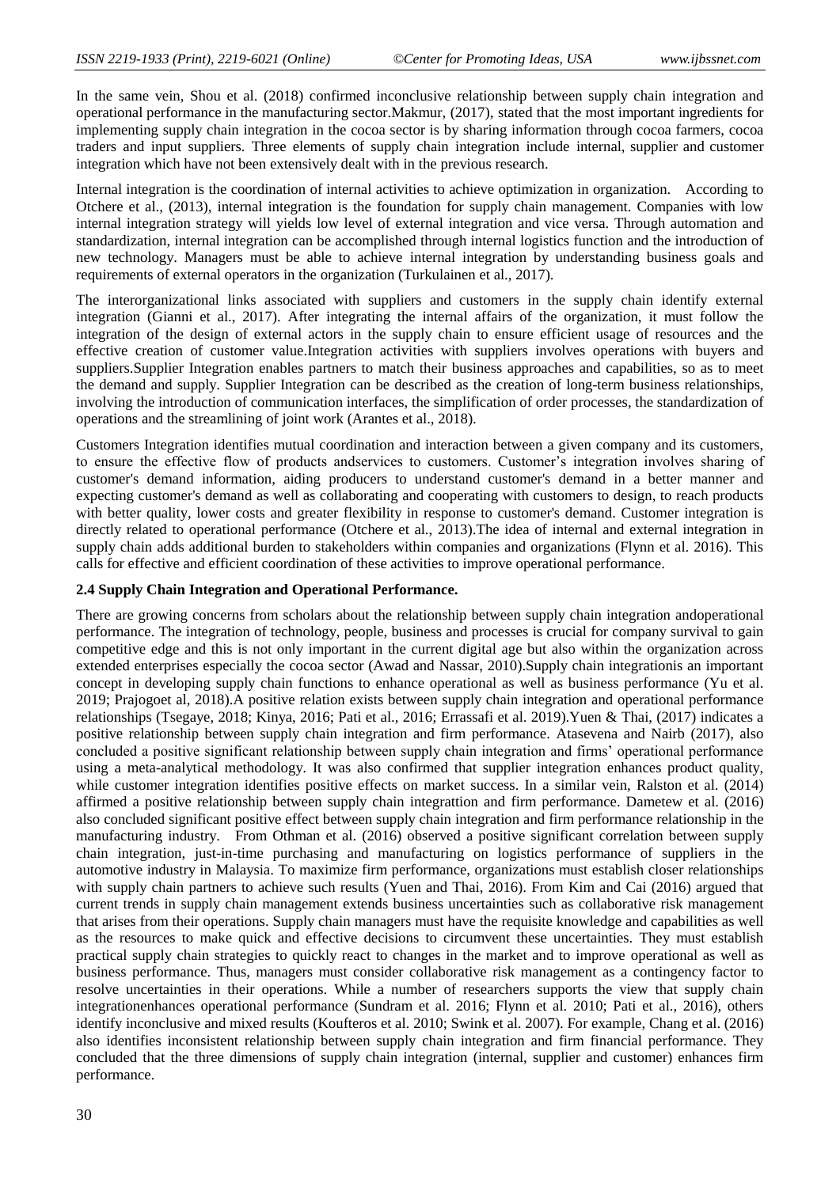In the same vein, Shou et al. (2018) confirmed inconclusive relationship between supply chain integration and operational performance in the manufacturing sector.Makmur, (2017), stated that the most important ingredients for implementing supply chain integration in the cocoa sector is by sharing information through cocoa farmers, cocoa traders and input suppliers. Three elements of supply chain integration include internal, supplier and customer integration which have not been extensively dealt with in the previous research.

Internal integration is the coordination of internal activities to achieve optimization in organization. According to Otchere et al., (2013), internal integration is the foundation for supply chain management. Companies with low internal integration strategy will yields low level of external integration and vice versa. Through automation and standardization, internal integration can be accomplished through internal logistics function and the introduction of new technology. Managers must be able to achieve internal integration by understanding business goals and requirements of external operators in the organization (Turkulainen et al., 2017).

The interorganizational links associated with suppliers and customers in the supply chain identify external integration (Gianni et al., 2017). After integrating the internal affairs of the organization, it must follow the integration of the design of external actors in the supply chain to ensure efficient usage of resources and the effective creation of customer value.Integration activities with suppliers involves operations with buyers and suppliers.Supplier Integration enables partners to match their business approaches and capabilities, so as to meet the demand and supply. Supplier Integration can be described as the creation of long-term business relationships, involving the introduction of communication interfaces, the simplification of order processes, the standardization of operations and the streamlining of joint work (Arantes et al., 2018).

Customers Integration identifies mutual coordination and interaction between a given company and its customers, to ensure the effective flow of products andservices to customers. Customer's integration involves sharing of customer's demand information, aiding producers to understand customer's demand in a better manner and expecting customer's demand as well as collaborating and cooperating with customers to design, to reach products with better quality, lower costs and greater flexibility in response to customer's demand. Customer integration is directly related to operational performance (Otchere et al., 2013).The idea of internal and external integration in supply chain adds additional burden to stakeholders within companies and organizations (Flynn et al. 2016). This calls for effective and efficient coordination of these activities to improve operational performance.

### 2.4 Supply Chain Integration and Operational Performance.

There are growing concerns from scholars about the relationship between supply chain integration andoperational performance. The integration of technology, people, business and processes is crucial for company survival to gain competitive edge and this is not only important in the current digital age but also within the organization across extended enterprises especially the cocoa sector (Awad and Nassar, 2010).Supply chain integrationis an important concept in developing supply chain functions to enhance operational as well as business performance (Yu et al. 2019; Prajogoet al, 2018).A positive relation exists between supply chain integration and operational performance relationships (Tsegaye, 2018; Kinya, 2016; Pati et al., 2016; Errassafi et al. 2019).Yuen & Thai, (2017) indicates a positive relationship between supply chain integration and firm performance. Atasevena and Nairb (2017), also concluded a positive significant relationship between supply chain integration and firms' operational performance using a meta-analytical methodology. It was also confirmed that supplier integration enhances product quality, while customer integration identifies positive effects on market success. In a similar vein, Ralston et al. (2014) affirmed a positive relationship between supply chain integrattion and firm performance. Dametew et al. (2016) also concluded significant positive effect between supply chain integration and firm performance relationship in the manufacturing industry. From Othman et al. (2016) observed a positive significant correlation between supply chain integration, just-in-time purchasing and manufacturing on logistics performance of suppliers in the automotive industry in Malaysia. To maximize firm performance, organizations must establish closer relationships with supply chain partners to achieve such results (Yuen and Thai, 2016). From Kim and Cai (2016) argued that current trends in supply chain management extends business uncertainties such as collaborative risk management that arises from their operations. Supply chain managers must have the requisite knowledge and capabilities as well as the resources to make quick and effective decisions to circumvent these uncertainties. They must establish practical supply chain strategies to quickly react to changes in the market and to improve operational as well as business performance. Thus, managers must consider collaborative risk management as a contingency factor to resolve uncertainties in their operations. While a number of researchers supports the view that supply chain integrationenhances operational performance (Sundram et al. 2016; Flynn et al. 2010; Pati et al., 2016), others identify inconclusive and mixed results (Koufteros et al. 2010; Swink et al. 2007). For example, Chang et al. (2016) also identifies inconsistent relationship between supply chain integration and firm financial performance. They concluded that the three dimensions of supply chain integration (internal, supplier and customer) enhances firm performance.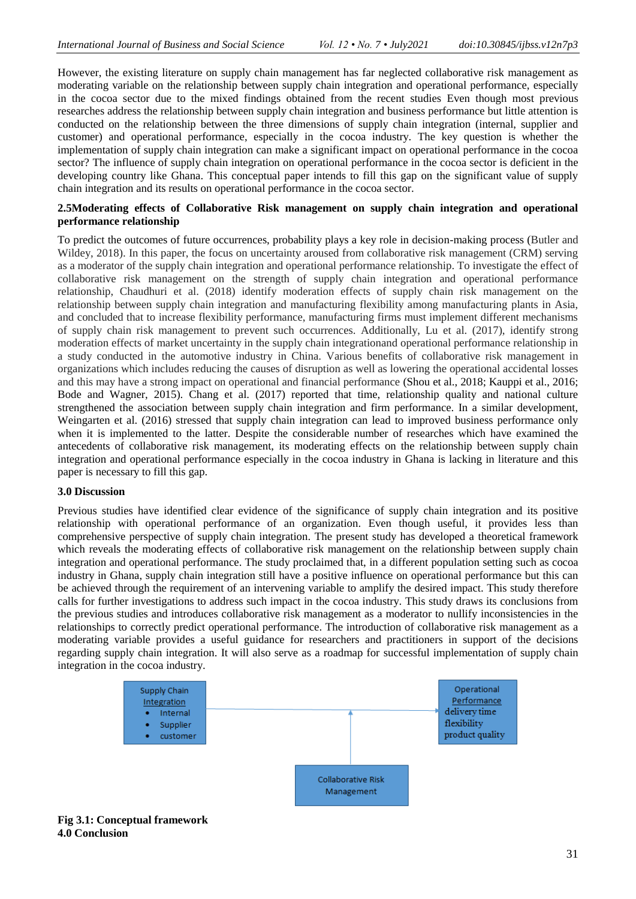However, the existing literature on supply chain management has far neglected collaborative risk management as moderating variable on the relationship between supply chain integration and operational performance, especially in the cocoa sector due to the mixed findings obtained from the recent studies Even though most previous researches address the relationship between supply chain integration and business performance but little attention is conducted on the relationship between the three dimensions of supply chain integration (internal, supplier and customer) and operational performance, especially in the cocoa industry. The key question is whether the implementation of supply chain integration can make a significant impact on operational performance in the cocoa sector? The influence of supply chain integration on operational performance in the cocoa sector is deficient in the developing country like Ghana. This conceptual paper intends to fill this gap on the significant value of supply chain integration and its results on operational performance in the cocoa sector.

### 2.5Moderating effects of Collaborative Risk management on supply chain integration and operational performance relationship

To predict the outcomes of future occurrences, probability plays a key role in decision-making process (Butler and Wildey, 2018). In this paper, the focus on uncertainty aroused from collaborative risk management (CRM) serving as a moderator of the supply chain integration and operational performance relationship. To investigate the effect of collaborative risk management on the strength of supply chain integration and operational performance relationship, Chaudhuri et al. (2018) identify moderation effects of supply chain risk management on the relationship between supply chain integration and manufacturing flexibility among manufacturing plants in Asia, and concluded that to increase flexibility performance, manufacturing firms must implement different mechanisms of supply chain risk management to prevent such occurrences. Additionally, Lu et al. (2017), identify strong moderation effects of market uncertainty in the supply chain integrationand operational performance relationship in a study conducted in the automotive industry in China. Various benefits of collaborative risk management in organizations which includes reducing the causes of disruption as well as lowering the operational accidental losses and this may have a strong impact on operational and financial performance (Shou et al., 2018; Kauppi et al., 2016; Bode and Wagner, 2015). Chang et al. (2017) reported that time, relationship quality and national culture strengthened the association between supply chain integration and firm performance. In a similar development, Weingarten et al. (2016) stressed that supply chain integration can lead to improved business performance only when it is implemented to the latter. Despite the considerable number of researches which have examined the antecedents of collaborative risk management, its moderating effects on the relationship between supply chain integration and operational performance especially in the cocoa industry in Ghana is lacking in literature and this paper is necessary to fill this gap.

## 3.0 Discussion

Previous studies have identified clear evidence of the significance of supply chain integration and its positive relationship with operational performance of an organization. Even though useful, it provides less than comprehensive perspective of supply chain integration. The present study has developed a theoretical framework which reveals the moderating effects of collaborative risk management on the relationship between supply chain integration and operational performance. The study proclaimed that, in a different population setting such as cocoa industry in Ghana, supply chain integration still have a positive influence on operational performance but this can be achieved through the requirement of an intervening variable to amplify the desired impact. This study therefore calls for further investigations to address such impact in the cocoa industry. This study draws its conclusions from the previous studies and introduces collaborative risk management as a moderator to nullify inconsistencies in the relationships to correctly predict operational performance. The introduction of collaborative risk management as a moderating variable provides a useful guidance for researchers and practitioners in support of the decisions regarding supply chain integration. It will also serve as a roadmap for successful implementation of supply chain integration in the cocoa industry.

Supply Chain Integration
- Internal
- Supplier
- customer

Operational Performance
delivery time
flexibility
product quality

Collaborative Risk Management

**Fig 3.1: Conceptual framework**

## 4.0 Conclusion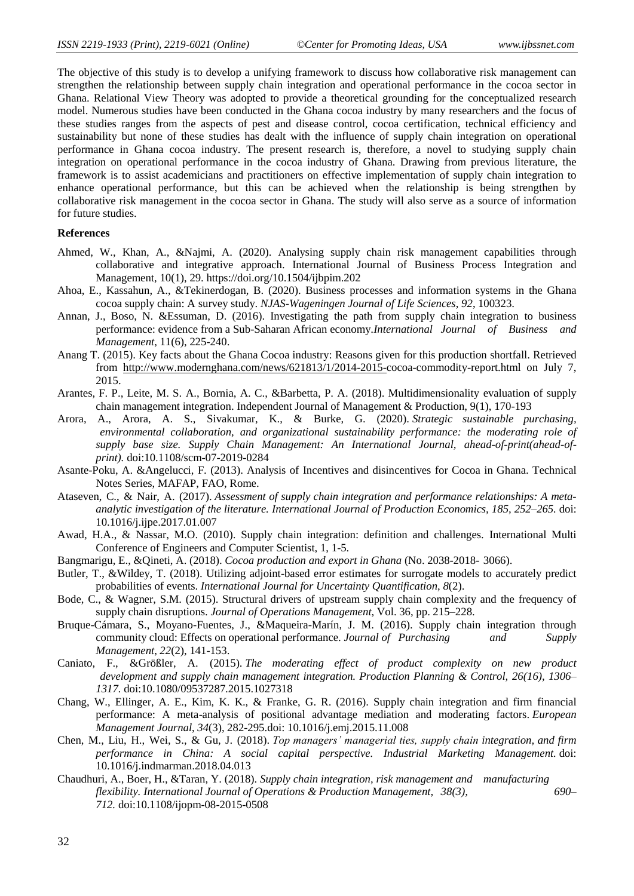The objective of this study is to develop a unifying framework to discuss how collaborative risk management can strengthen the relationship between supply chain integration and operational performance in the cocoa sector in Ghana. Relational View Theory was adopted to provide a theoretical grounding for the conceptualized research model. Numerous studies have been conducted in the Ghana cocoa industry by many researchers and the focus of these studies ranges from the aspects of pest and disease control, cocoa certification, technical efficiency and sustainability but none of these studies has dealt with the influence of supply chain integration on operational performance in Ghana cocoa industry. The present research is, therefore, a novel to studying supply chain integration on operational performance in the cocoa industry of Ghana. Drawing from previous literature, the framework is to assist academicians and practitioners on effective implementation of supply chain integration to enhance operational performance, but this can be achieved when the relationship is being strengthen by collaborative risk management in the cocoa sector in Ghana. The study will also serve as a source of information for future studies.

**References**

- Ahmed, W., Khan, A., &Najmi, A. (2020). Analysing supply chain risk management capabilities through collaborative and integrative approach. International Journal of Business Process Integration and Management, 10(1), 29. https://doi.org/10.1504/ijbpim.202
- Ahoa, E., Kassahun, A., &Tekinerdogan, B. (2020). Business processes and information systems in the Ghana cocoa supply chain: A survey study. *NJAS-Wageningen Journal of Life Sciences*, *92*, 100323.
- Annan, J., Boso, N. &Essuman, D. (2016). Investigating the path from supply chain integration to business performance: evidence from a Sub-Saharan African economy.*International Journal of Business and Management*, 11(6), 225-240.
- Anang T. (2015). Key facts about the Ghana Cocoa industry: Reasons given for this production shortfall. Retrieved from http://www.modernghana.com/news/621813/1/2014-2015-cocoa-commodity-report.html on July 7, 2015.
- Arantes, F. P., Leite, M. S. A., Bornia, A. C., &Barbetta, P. A. (2018). Multidimensionality evaluation of supply chain management integration. Independent Journal of Management & Production, 9(1), 170-193
- Arora, A., Arora, A. S., Sivakumar, K., & Burke, G. (2020). *Strategic sustainable purchasing, environmental collaboration, and organizational sustainability performance: the moderating role of supply base size. Supply Chain Management: An International Journal, ahead-of-print(ahead-of-print).* doi:10.1108/scm-07-2019-0284
- Asante-Poku, A. &Angelucci, F. (2013). Analysis of Incentives and disincentives for Cocoa in Ghana. Technical Notes Series, MAFAP, FAO, Rome.
- Ataseven, C., & Nair, A. (2017). *Assessment of supply chain integration and performance relationships: A meta-analytic investigation of the literature. International Journal of Production Economics, 185, 252–265.* doi: 10.1016/j.ijpe.2017.01.007
- Awad, H.A., & Nassar, M.O. (2010). Supply chain integration: definition and challenges. International Multi Conference of Engineers and Computer Scientist, 1, 1-5.
- Bangmarigu, E., &Qineti, A. (2018). *Cocoa production and export in Ghana* (No. 2038-2018- 3066).
- Butler, T., &Wildey, T. (2018). Utilizing adjoint-based error estimates for surrogate models to accurately predict probabilities of events. *International Journal for Uncertainty Quantification*, *8*(2).
- Bode, C., & Wagner, S.M. (2015). Structural drivers of upstream supply chain complexity and the frequency of supply chain disruptions. *Journal of Operations Management*, Vol. 36, pp. 215–228.
- Bruque-Cámara, S., Moyano-Fuentes, J., &Maqueira-Marín, J. M. (2016). Supply chain integration through community cloud: Effects on operational performance. *Journal of Purchasing and Supply Management*, *22*(2), 141-153.
- Caniato, F., &Größler, A. (2015). *The moderating effect of product complexity on new product development and supply chain management integration. Production Planning & Control, 26(16), 1306–1317.* doi:10.1080/09537287.2015.1027318
- Chang, W., Ellinger, A. E., Kim, K. K., & Franke, G. R. (2016). Supply chain integration and firm financial performance: A meta-analysis of positional advantage mediation and moderating factors. *European Management Journal*, *34*(3), 282-295.doi: 10.1016/j.emj.2015.11.008
- Chen, M., Liu, H., Wei, S., & Gu, J. (2018). *Top managers' managerial ties, supply chain integration, and firm performance in China: A social capital perspective. Industrial Marketing Management.* doi: 10.1016/j.indmarman.2018.04.013
- Chaudhuri, A., Boer, H., &Taran, Y. (2018). *Supply chain integration, risk management and manufacturing flexibility. International Journal of Operations & Production Management, 38(3), 690–712.* doi:10.1108/ijopm-08-2015-0508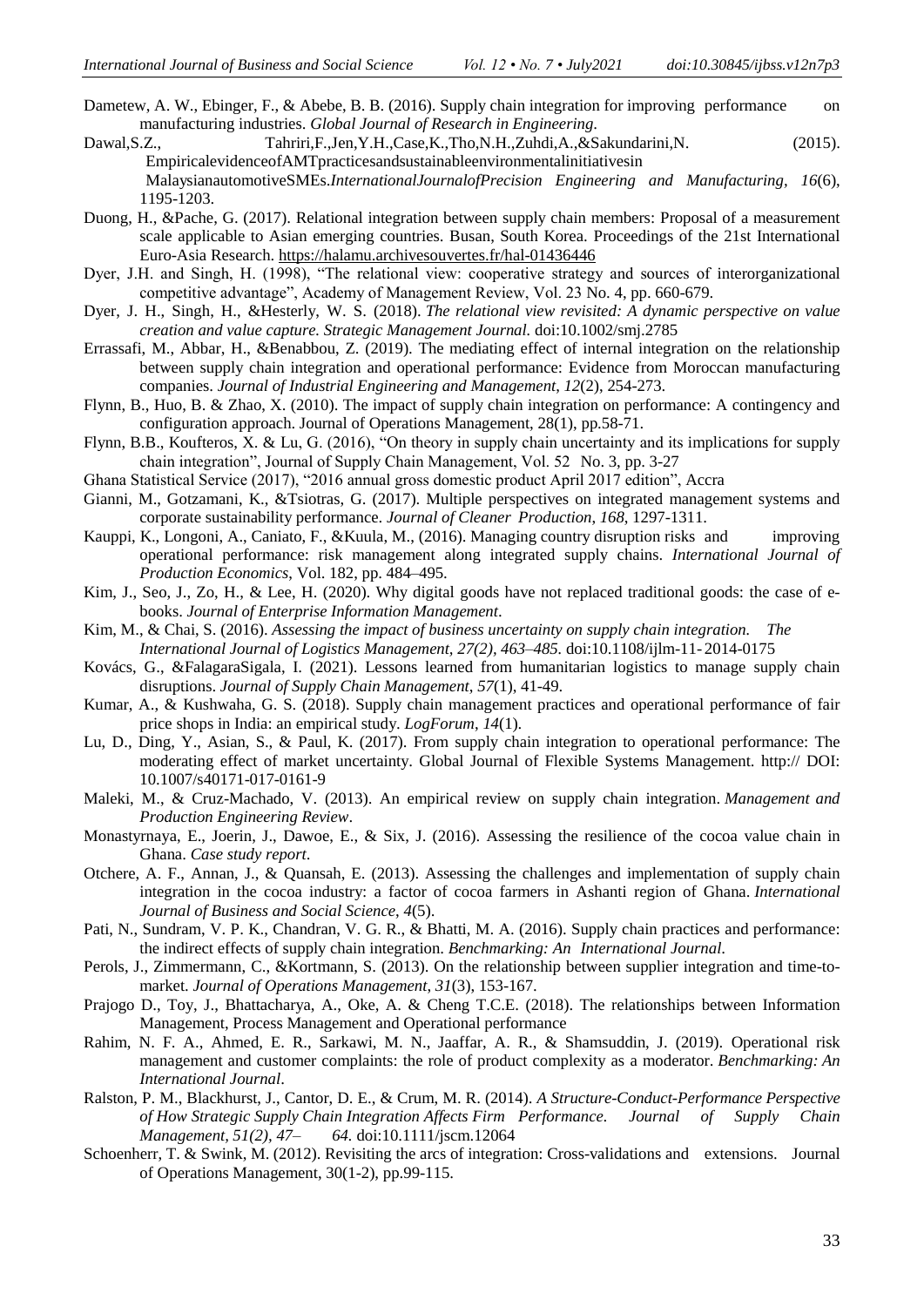Dametew, A. W., Ebinger, F., & Abebe, B. B. (2016). Supply chain integration for improving performance on manufacturing industries. *Global Journal of Research in Engineering*.

Dawal,S.Z., Tahriri,F.,Jen,Y.H.,Case,K.,Tho,N.H.,Zuhdi,A.,&Sakundarini,N. (2015). EmpiricalevidenceofAMTpracticesandsustainableenvironmentalinitiativesin MalaysianautomotiveSMEs.*InternationalJournalofPrecision Engineering and Manufacturing, 16*(6), 1195-1203.

Duong, H., &Pache, G. (2017). Relational integration between supply chain members: Proposal of a measurement scale applicable to Asian emerging countries. Busan, South Korea. Proceedings of the 21st International Euro-Asia Research. https://halamu.archivesouvertes.fr/hal-01436446

Dyer, J.H. and Singh, H. (1998), "The relational view: cooperative strategy and sources of interorganizational competitive advantage", Academy of Management Review, Vol. 23 No. 4, pp. 660-679.

Dyer, J. H., Singh, H., &Hesterly, W. S. (2018). *The relational view revisited: A dynamic perspective on value creation and value capture. Strategic Management Journal.* doi:10.1002/smj.2785

Errassafi, M., Abbar, H., &Benabbou, Z. (2019). The mediating effect of internal integration on the relationship between supply chain integration and operational performance: Evidence from Moroccan manufacturing companies. *Journal of Industrial Engineering and Management*, *12*(2), 254-273.

Flynn, B., Huo, B. & Zhao, X. (2010). The impact of supply chain integration on performance: A contingency and configuration approach. Journal of Operations Management, 28(1), pp.58-71.

Flynn, B.B., Koufteros, X. & Lu, G. (2016), "On theory in supply chain uncertainty and its implications for supply chain integration", Journal of Supply Chain Management, Vol. 52 No. 3, pp. 3-27

Ghana Statistical Service (2017), "2016 annual gross domestic product April 2017 edition", Accra

Gianni, M., Gotzamani, K., &Tsiotras, G. (2017). Multiple perspectives on integrated management systems and corporate sustainability performance. *Journal of Cleaner Production, 168*, 1297-1311.

Kauppi, K., Longoni, A., Caniato, F., &Kuula, M., (2016). Managing country disruption risks and improving operational performance: risk management along integrated supply chains. *International Journal of Production Economics*, Vol. 182, pp. 484–495.

Kim, J., Seo, J., Zo, H., & Lee, H. (2020). Why digital goods have not replaced traditional goods: the case of e-books. *Journal of Enterprise Information Management*.

Kim, M., & Chai, S. (2016). *Assessing the impact of business uncertainty on supply chain integration. The International Journal of Logistics Management, 27(2), 463–485.* doi:10.1108/ijlm-11-2014-0175

Kovács, G., &FalagaraSigala, I. (2021). Lessons learned from humanitarian logistics to manage supply chain disruptions. *Journal of Supply Chain Management*, *57*(1), 41-49.

Kumar, A., & Kushwaha, G. S. (2018). Supply chain management practices and operational performance of fair price shops in India: an empirical study. *LogForum*, *14*(1).

Lu, D., Ding, Y., Asian, S., & Paul, K. (2017). From supply chain integration to operational performance: The moderating effect of market uncertainty. Global Journal of Flexible Systems Management. http:// DOI: 10.1007/s40171-017-0161-9

Maleki, M., & Cruz-Machado, V. (2013). An empirical review on supply chain integration. *Management and Production Engineering Review*.

Monastyrnaya, E., Joerin, J., Dawoe, E., & Six, J. (2016). Assessing the resilience of the cocoa value chain in Ghana. *Case study report*.

Otchere, A. F., Annan, J., & Quansah, E. (2013). Assessing the challenges and implementation of supply chain integration in the cocoa industry: a factor of cocoa farmers in Ashanti region of Ghana. *International Journal of Business and Social Science*, *4*(5).

Pati, N., Sundram, V. P. K., Chandran, V. G. R., & Bhatti, M. A. (2016). Supply chain practices and performance: the indirect effects of supply chain integration. *Benchmarking: An International Journal*.

Perols, J., Zimmermann, C., &Kortmann, S. (2013). On the relationship between supplier integration and time-to-market. *Journal of Operations Management*, *31*(3), 153-167.

Prajogo D., Toy, J., Bhattacharya, A., Oke, A. & Cheng T.C.E. (2018). The relationships between Information Management, Process Management and Operational performance

Rahim, N. F. A., Ahmed, E. R., Sarkawi, M. N., Jaaffar, A. R., & Shamsuddin, J. (2019). Operational risk management and customer complaints: the role of product complexity as a moderator. *Benchmarking: An International Journal*.

Ralston, P. M., Blackhurst, J., Cantor, D. E., & Crum, M. R. (2014). *A Structure-Conduct-Performance Perspective of How Strategic Supply Chain Integration Affects Firm Performance. Journal of Supply Chain Management, 51(2), 47– 64.* doi:10.1111/jscm.12064

Schoenherr, T. & Swink, M. (2012). Revisiting the arcs of integration: Cross-validations and extensions. Journal of Operations Management, 30(1-2), pp.99-115.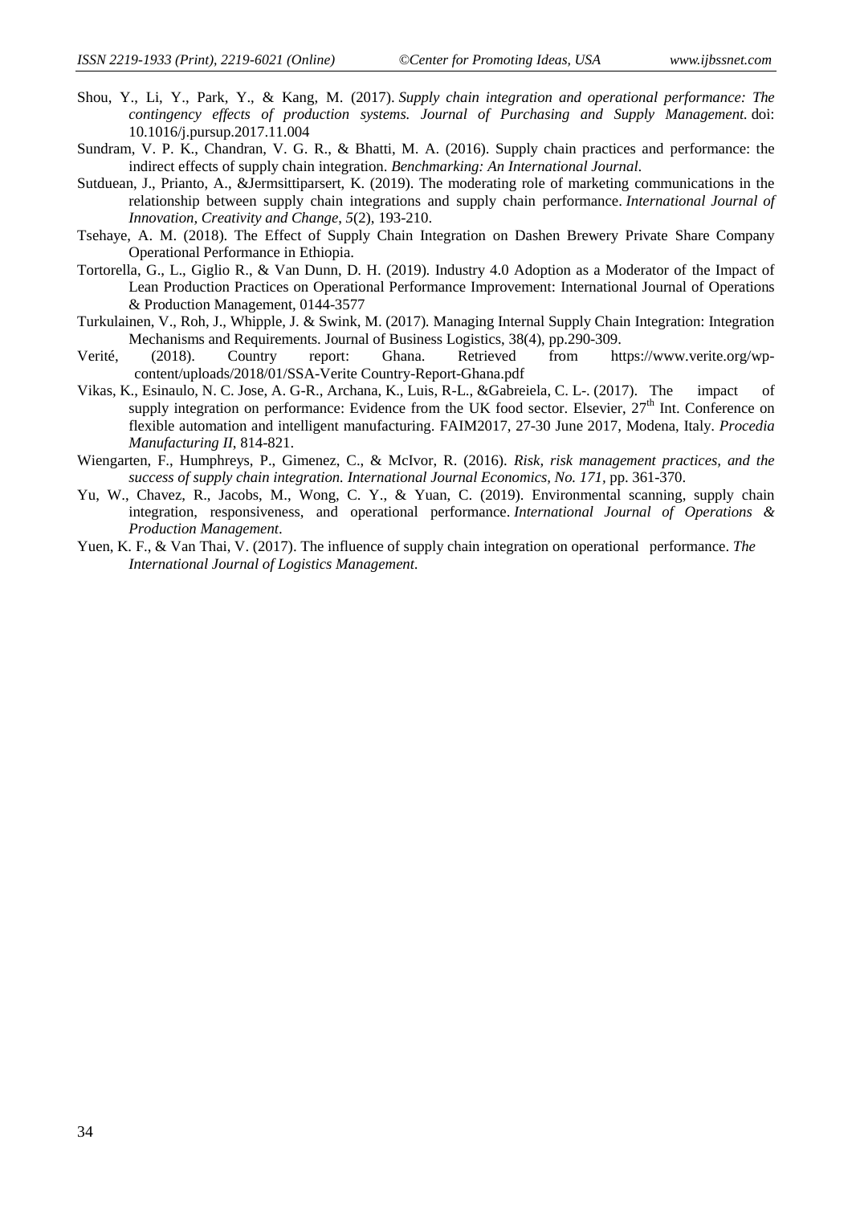Shou, Y., Li, Y., Park, Y., & Kang, M. (2017). *Supply chain integration and operational performance: The contingency effects of production systems. Journal of Purchasing and Supply Management.* doi: 10.1016/j.pursup.2017.11.004

Sundram, V. P. K., Chandran, V. G. R., & Bhatti, M. A. (2016). Supply chain practices and performance: the indirect effects of supply chain integration. *Benchmarking: An International Journal*.

Sutduean, J., Prianto, A., &Jermsittiparsert, K. (2019). The moderating role of marketing communications in the relationship between supply chain integrations and supply chain performance. *International Journal of Innovation, Creativity and Change*, *5*(2), 193-210.

Tsehaye, A. M. (2018). The Effect of Supply Chain Integration on Dashen Brewery Private Share Company Operational Performance in Ethiopia.

Tortorella, G., L., Giglio R., & Van Dunn, D. H. (2019). Industry 4.0 Adoption as a Moderator of the Impact of Lean Production Practices on Operational Performance Improvement: International Journal of Operations & Production Management, 0144-3577

Turkulainen, V., Roh, J., Whipple, J. & Swink, M. (2017). Managing Internal Supply Chain Integration: Integration Mechanisms and Requirements. Journal of Business Logistics, 38(4), pp.290-309.

Verité, (2018). Country report: Ghana. Retrieved from https://www.verite.org/wp-content/uploads/2018/01/SSA-Verite Country-Report-Ghana.pdf

Vikas, K., Esinaulo, N. C. Jose, A. G-R., Archana, K., Luis, R-L., &Gabreiela, C. L-. (2017). The impact of supply integration on performance: Evidence from the UK food sector. Elsevier, 27th Int. Conference on flexible automation and intelligent manufacturing. FAIM2017, 27-30 June 2017, Modena, Italy. *Procedia Manufacturing II*, 814-821.

Wiengarten, F., Humphreys, P., Gimenez, C., & McIvor, R. (2016). *Risk, risk management practices, and the success of supply chain integration. International Journal Economics, No. 171*, pp. 361-370.

Yu, W., Chavez, R., Jacobs, M., Wong, C. Y., & Yuan, C. (2019). Environmental scanning, supply chain integration, responsiveness, and operational performance. *International Journal of Operations & Production Management*.

Yuen, K. F., & Van Thai, V. (2017). The influence of supply chain integration on operational performance. *The International Journal of Logistics Management*.